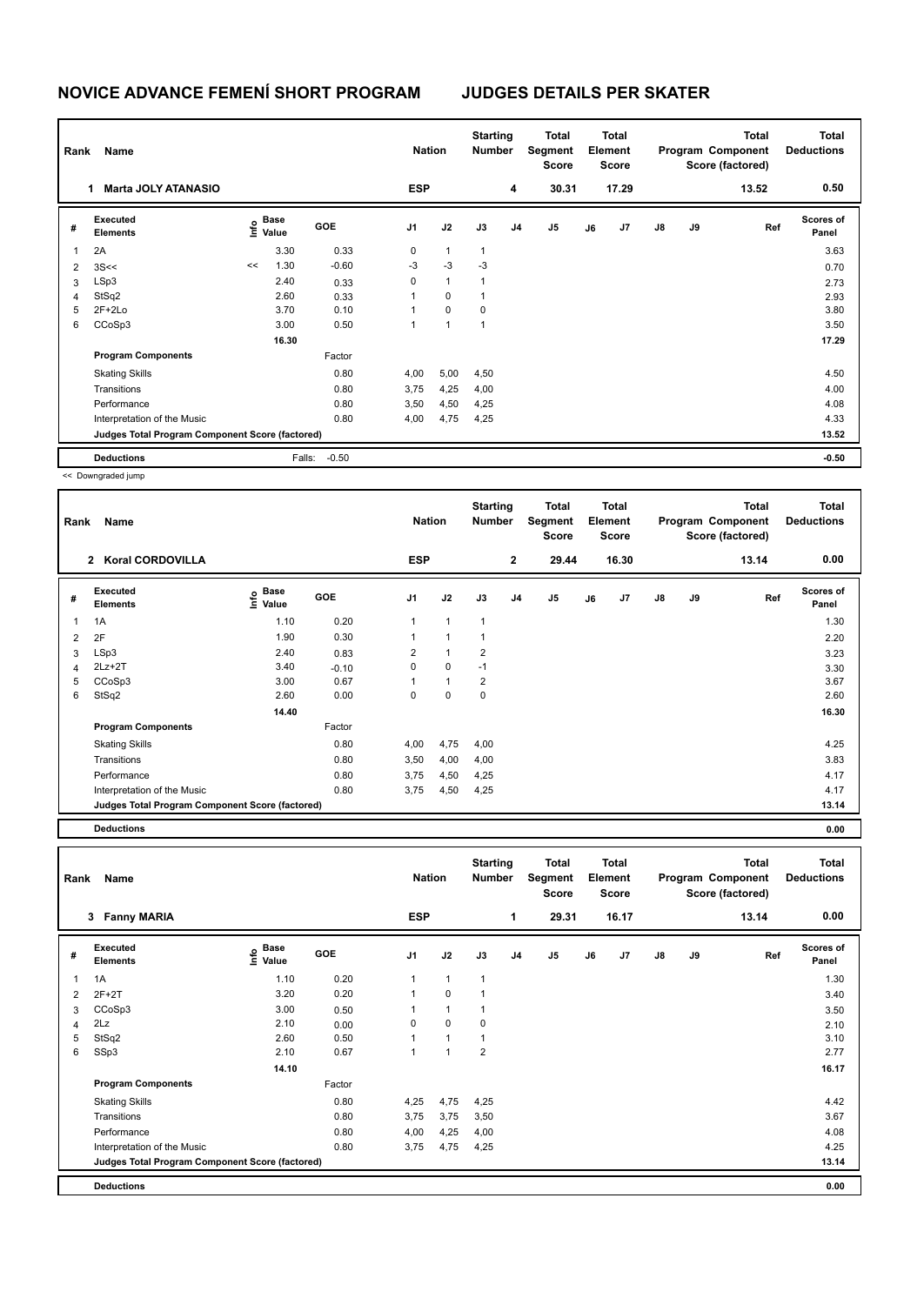# NOVICE ADVANCE FEMENÍ SHORT PROGRAM JUDGES DETAILS PER SKATER

| Rank | Name | Nation | Starting Number | Total Segment Score | Total Element Score | Total Program Component Score (factored) | Total Deductions |
|---|---|---|---|---|---|---|---|
| 1 | Marta JOLY ATANASIO | ESP | 4 | 30.31 | 17.29 | 13.52 | 0.50 |

| # | Executed Elements | Info | Base Value | GOE | J1 | J2 | J3 | J4 | J5 | J6 | J7 | J8 | J9 | Ref | Scores of Panel |
|---|---|---|---|---|---|---|---|---|---|---|---|---|---|---|---|
| 1 | 2A | | 3.30 | 0.33 | 0 | 1 | 1 | | | | | | | | 3.63 |
| 2 | 3S<< | << | 1.30 | -0.60 | -3 | -3 | -3 | | | | | | | | 0.70 |
| 3 | LSp3 | | 2.40 | 0.33 | 0 | 1 | 1 | | | | | | | | 2.73 |
| 4 | StSq2 | | 2.60 | 0.33 | 1 | 0 | 1 | | | | | | | | 2.93 |
| 5 | 2F+2Lo | | 3.70 | 0.10 | 1 | 0 | 0 | | | | | | | | 3.80 |
| 6 | CCoSp3 | | 3.00 | 0.50 | 1 | 1 | 1 | | | | | | | | 3.50 |
| | | | 16.30 | | | | | | | | | | | | 17.29 |
| | **Program Components** | | | Factor | | | | | | | | | | | |
| | Skating Skills | | | 0.80 | 4,00 | 5,00 | 4,50 | | | | | | | | 4.50 |
| | Transitions | | | 0.80 | 3,75 | 4,25 | 4,00 | | | | | | | | 4.00 |
| | Performance | | | 0.80 | 3,50 | 4,50 | 4,25 | | | | | | | | 4.08 |
| | Interpretation of the Music | | | 0.80 | 4,00 | 4,75 | 4,25 | | | | | | | | 4.33 |
| | **Judges Total Program Component Score (factored)** | | | | | | | | | | | | | | 13.52 |
| | **Deductions** | | Falls: | -0.50 | | | | | | | | | | | -0.50 |

<< Downgraded jump

| Rank | Name | Nation | Starting Number | Total Segment Score | Total Element Score | Total Program Component Score (factored) | Total Deductions |
|---|---|---|---|---|---|---|---|
| 2 | Koral CORDOVILLA | ESP | 2 | 29.44 | 16.30 | 13.14 | 0.00 |

| # | Executed Elements | Info | Base Value | GOE | J1 | J2 | J3 | J4 | J5 | J6 | J7 | J8 | J9 | Ref | Scores of Panel |
|---|---|---|---|---|---|---|---|---|---|---|---|---|---|---|---|
| 1 | 1A | | 1.10 | 0.20 | 1 | 1 | 1 | | | | | | | | 1.30 |
| 2 | 2F | | 1.90 | 0.30 | 1 | 1 | 1 | | | | | | | | 2.20 |
| 3 | LSp3 | | 2.40 | 0.83 | 2 | 1 | 2 | | | | | | | | 3.23 |
| 4 | 2Lz+2T | | 3.40 | -0.10 | 0 | 0 | -1 | | | | | | | | 3.30 |
| 5 | CCoSp3 | | 3.00 | 0.67 | 1 | 1 | 2 | | | | | | | | 3.67 |
| 6 | StSq2 | | 2.60 | 0.00 | 0 | 0 | 0 | | | | | | | | 2.60 |
| | | | 14.40 | | | | | | | | | | | | 16.30 |
| | **Program Components** | | | Factor | | | | | | | | | | | |
| | Skating Skills | | | 0.80 | 4,00 | 4,75 | 4,00 | | | | | | | | 4.25 |
| | Transitions | | | 0.80 | 3,50 | 4,00 | 4,00 | | | | | | | | 3.83 |
| | Performance | | | 0.80 | 3,75 | 4,50 | 4,25 | | | | | | | | 4.17 |
| | Interpretation of the Music | | | 0.80 | 3,75 | 4,50 | 4,25 | | | | | | | | 4.17 |
| | **Judges Total Program Component Score (factored)** | | | | | | | | | | | | | | 13.14 |
| | **Deductions** | | | | | | | | | | | | | | 0.00 |

| Rank | Name | Nation | Starting Number | Total Segment Score | Total Element Score | Total Program Component Score (factored) | Total Deductions |
|---|---|---|---|---|---|---|---|
| 3 | Fanny MARIA | ESP | 1 | 29.31 | 16.17 | 13.14 | 0.00 |

| # | Executed Elements | Info | Base Value | GOE | J1 | J2 | J3 | J4 | J5 | J6 | J7 | J8 | J9 | Ref | Scores of Panel |
|---|---|---|---|---|---|---|---|---|---|---|---|---|---|---|---|
| 1 | 1A | | 1.10 | 0.20 | 1 | 1 | 1 | | | | | | | | 1.30 |
| 2 | 2F+2T | | 3.20 | 0.20 | 1 | 0 | 1 | | | | | | | | 3.40 |
| 3 | CCoSp3 | | 3.00 | 0.50 | 1 | 1 | 1 | | | | | | | | 3.50 |
| 4 | 2Lz | | 2.10 | 0.00 | 0 | 0 | 0 | | | | | | | | 2.10 |
| 5 | StSq2 | | 2.60 | 0.50 | 1 | 1 | 1 | | | | | | | | 3.10 |
| 6 | SSp3 | | 2.10 | 0.67 | 1 | 1 | 2 | | | | | | | | 2.77 |
| | | | 14.10 | | | | | | | | | | | | 16.17 |
| | **Program Components** | | | Factor | | | | | | | | | | | |
| | Skating Skills | | | 0.80 | 4,25 | 4,75 | 4,25 | | | | | | | | 4.42 |
| | Transitions | | | 0.80 | 3,75 | 3,75 | 3,50 | | | | | | | | 3.67 |
| | Performance | | | 0.80 | 4,00 | 4,25 | 4,00 | | | | | | | | 4.08 |
| | Interpretation of the Music | | | 0.80 | 3,75 | 4,75 | 4,25 | | | | | | | | 4.25 |
| | **Judges Total Program Component Score (factored)** | | | | | | | | | | | | | | 13.14 |
| | **Deductions** | | | | | | | | | | | | | | 0.00 |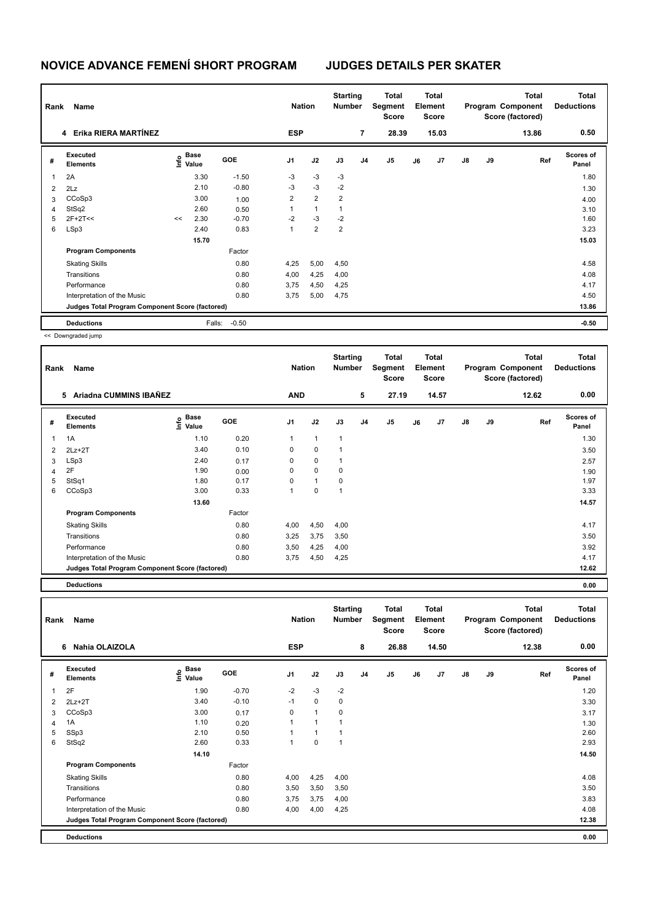# NOVICE ADVANCE FEMENÍ SHORT PROGRAM JUDGES DETAILS PER SKATER

| Rank | Name | Nation | Starting Number | Total Segment Score | Total Element Score | Total Program Component Score (factored) | Total Deductions |
|---|---|---|---|---|---|---|---|
| 4 | Erika RIERA MARTÍNEZ | ESP | 7 | 28.39 | 15.03 | 13.86 | 0.50 |

| # | Executed Elements | Info | Base Value | GOE | J1 | J2 | J3 | J4 | J5 | J6 | J7 | J8 | J9 | Ref | Scores of Panel |
|---|---|---|---|---|---|---|---|---|---|---|---|---|---|---|---|
| 1 | 2A | | 3.30 | -1.50 | -3 | -3 | -3 | | | | | | | | 1.80 |
| 2 | 2Lz | | 2.10 | -0.80 | -3 | -3 | -2 | | | | | | | | 1.30 |
| 3 | CCoSp3 | | 3.00 | 1.00 | 2 | 2 | 2 | | | | | | | | 4.00 |
| 4 | StSq2 | | 2.60 | 0.50 | 1 | 1 | 1 | | | | | | | | 3.10 |
| 5 | 2F+2T<< | << | 2.30 | -0.70 | -2 | -3 | -2 | | | | | | | | 1.60 |
| 6 | LSp3 | | 2.40 | 0.83 | 1 | 2 | 2 | | | | | | | | 3.23 |
| | | | 15.70 | | | | | | | | | | | | 15.03 |
| | **Program Components** | | | Factor | | | | | | | | | | | |
| | Skating Skills | | | 0.80 | 4,25 | 5,00 | 4,50 | | | | | | | | 4.58 |
| | Transitions | | | 0.80 | 4,00 | 4,25 | 4,00 | | | | | | | | 4.08 |
| | Performance | | | 0.80 | 3,75 | 4,50 | 4,25 | | | | | | | | 4.17 |
| | Interpretation of the Music | | | 0.80 | 3,75 | 5,00 | 4,75 | | | | | | | | 4.50 |
| | **Judges Total Program Component Score (factored)** | | | | | | | | | | | | | | 13.86 |
| | **Deductions** | | Falls: | -0.50 | | | | | | | | | | | -0.50 |

<< Downgraded jump

| Rank | Name | Nation | Starting Number | Total Segment Score | Total Element Score | Total Program Component Score (factored) | Total Deductions |
|---|---|---|---|---|---|---|---|
| 5 | Ariadna CUMMINS IBAÑEZ | AND | 5 | 27.19 | 14.57 | 12.62 | 0.00 |

| # | Executed Elements | Info | Base Value | GOE | J1 | J2 | J3 | J4 | J5 | J6 | J7 | J8 | J9 | Ref | Scores of Panel |
|---|---|---|---|---|---|---|---|---|---|---|---|---|---|---|---|
| 1 | 1A | | 1.10 | 0.20 | 1 | 1 | 1 | | | | | | | | 1.30 |
| 2 | 2Lz+2T | | 3.40 | 0.10 | 0 | 0 | 1 | | | | | | | | 3.50 |
| 3 | LSp3 | | 2.40 | 0.17 | 0 | 0 | 1 | | | | | | | | 2.57 |
| 4 | 2F | | 1.90 | 0.00 | 0 | 0 | 0 | | | | | | | | 1.90 |
| 5 | StSq1 | | 1.80 | 0.17 | 0 | 1 | 0 | | | | | | | | 1.97 |
| 6 | CCoSp3 | | 3.00 | 0.33 | 1 | 0 | 1 | | | | | | | | 3.33 |
| | | | 13.60 | | | | | | | | | | | | 14.57 |
| | **Program Components** | | | Factor | | | | | | | | | | | |
| | Skating Skills | | | 0.80 | 4,00 | 4,50 | 4,00 | | | | | | | | 4.17 |
| | Transitions | | | 0.80 | 3,25 | 3,75 | 3,50 | | | | | | | | 3.50 |
| | Performance | | | 0.80 | 3,50 | 4,25 | 4,00 | | | | | | | | 3.92 |
| | Interpretation of the Music | | | 0.80 | 3,75 | 4,50 | 4,25 | | | | | | | | 4.17 |
| | **Judges Total Program Component Score (factored)** | | | | | | | | | | | | | | 12.62 |
| | **Deductions** | | | | | | | | | | | | | | 0.00 |

| Rank | Name | Nation | Starting Number | Total Segment Score | Total Element Score | Total Program Component Score (factored) | Total Deductions |
|---|---|---|---|---|---|---|---|
| 6 | Nahia OLAIZOLA | ESP | 8 | 26.88 | 14.50 | 12.38 | 0.00 |

| # | Executed Elements | Info | Base Value | GOE | J1 | J2 | J3 | J4 | J5 | J6 | J7 | J8 | J9 | Ref | Scores of Panel |
|---|---|---|---|---|---|---|---|---|---|---|---|---|---|---|---|
| 1 | 2F | | 1.90 | -0.70 | -2 | -3 | -2 | | | | | | | | 1.20 |
| 2 | 2Lz+2T | | 3.40 | -0.10 | -1 | 0 | 0 | | | | | | | | 3.30 |
| 3 | CCoSp3 | | 3.00 | 0.17 | 0 | 1 | 0 | | | | | | | | 3.17 |
| 4 | 1A | | 1.10 | 0.20 | 1 | 1 | 1 | | | | | | | | 1.30 |
| 5 | SSp3 | | 2.10 | 0.50 | 1 | 1 | 1 | | | | | | | | 2.60 |
| 6 | StSq2 | | 2.60 | 0.33 | 1 | 0 | 1 | | | | | | | | 2.93 |
| | | | 14.10 | | | | | | | | | | | | 14.50 |
| | **Program Components** | | | Factor | | | | | | | | | | | |
| | Skating Skills | | | 0.80 | 4,00 | 4,25 | 4,00 | | | | | | | | 4.08 |
| | Transitions | | | 0.80 | 3,50 | 3,50 | 3,50 | | | | | | | | 3.50 |
| | Performance | | | 0.80 | 3,75 | 3,75 | 4,00 | | | | | | | | 3.83 |
| | Interpretation of the Music | | | 0.80 | 4,00 | 4,00 | 4,25 | | | | | | | | 4.08 |
| | **Judges Total Program Component Score (factored)** | | | | | | | | | | | | | | 12.38 |
| | **Deductions** | | | | | | | | | | | | | | 0.00 |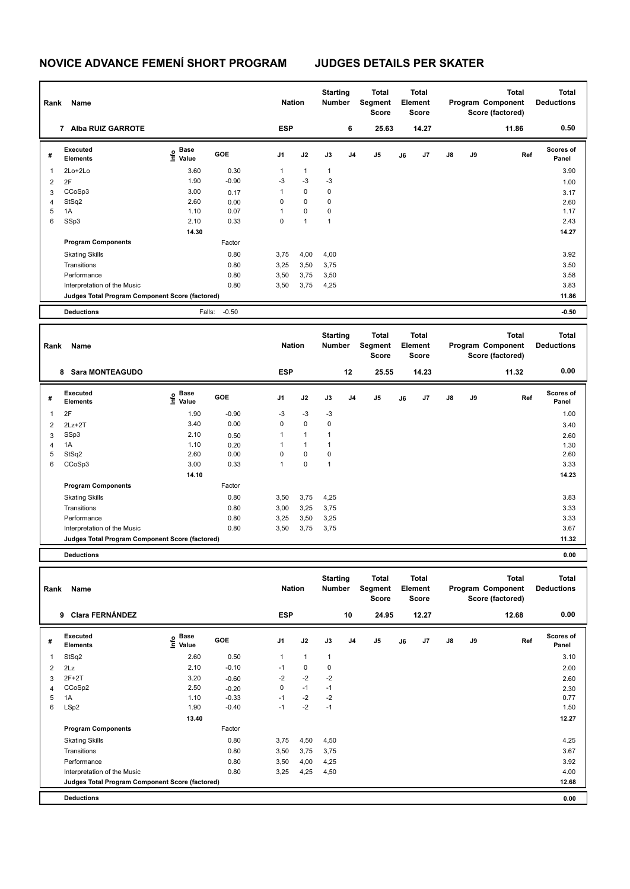# NOVICE ADVANCE FEMENÍ SHORT PROGRAM JUDGES DETAILS PER SKATER

| Rank | Name | Nation | Starting Number | Total Segment Score | Total Element Score | Total Program Component Score (factored) | Total Deductions |
|---|---|---|---|---|---|---|---|
| 7 | Alba RUIZ GARROTE | ESP | 6 | 25.63 | 14.27 | 11.86 | 0.50 |

| # | Executed Elements | Info | Base Value | GOE | J1 | J2 | J3 | J4 | J5 | J6 | J7 | J8 | J9 | Ref | Scores of Panel |
|---|---|---|---|---|---|---|---|---|---|---|---|---|---|---|---|
| 1 | 2Lo+2Lo | | 3.60 | 0.30 | 1 | 1 | 1 | | | | | | | | 3.90 |
| 2 | 2F | | 1.90 | -0.90 | -3 | -3 | -3 | | | | | | | | 1.00 |
| 3 | CCoSp3 | | 3.00 | 0.17 | 1 | 0 | 0 | | | | | | | | 3.17 |
| 4 | StSq2 | | 2.60 | 0.00 | 0 | 0 | 0 | | | | | | | | 2.60 |
| 5 | 1A | | 1.10 | 0.07 | 1 | 0 | 0 | | | | | | | | 1.17 |
| 6 | SSp3 | | 2.10 | 0.33 | 0 | 1 | 1 | | | | | | | | 2.43 |
| | | | 14.30 | | | | | | | | | | | | 14.27 |

| Program Components | Factor | J1 | J2 | J3 | Scores of Panel |
|---|---|---|---|---|---|
| Skating Skills | 0.80 | 3,75 | 4,00 | 4,00 | 3.92 |
| Transitions | 0.80 | 3,25 | 3,50 | 3,75 | 3.50 |
| Performance | 0.80 | 3,50 | 3,75 | 3,50 | 3.58 |
| Interpretation of the Music | 0.80 | 3,50 | 3,75 | 4,25 | 3.83 |
| Judges Total Program Component Score (factored) | | | | | 11.86 |

| Deductions | Falls: -0.50 | -0.50 |
|---|---|---|

| Rank | Name | Nation | Starting Number | Total Segment Score | Total Element Score | Total Program Component Score (factored) | Total Deductions |
|---|---|---|---|---|---|---|---|
| 8 | Sara MONTEAGUDO | ESP | 12 | 25.55 | 14.23 | 11.32 | 0.00 |

| # | Executed Elements | Info | Base Value | GOE | J1 | J2 | J3 | J4 | J5 | J6 | J7 | J8 | J9 | Ref | Scores of Panel |
|---|---|---|---|---|---|---|---|---|---|---|---|---|---|---|---|
| 1 | 2F | | 1.90 | -0.90 | -3 | -3 | -3 | | | | | | | | 1.00 |
| 2 | 2Lz+2T | | 3.40 | 0.00 | 0 | 0 | 0 | | | | | | | | 3.40 |
| 3 | SSp3 | | 2.10 | 0.50 | 1 | 1 | 1 | | | | | | | | 2.60 |
| 4 | 1A | | 1.10 | 0.20 | 1 | 1 | 1 | | | | | | | | 1.30 |
| 5 | StSq2 | | 2.60 | 0.00 | 0 | 0 | 0 | | | | | | | | 2.60 |
| 6 | CCoSp3 | | 3.00 | 0.33 | 1 | 0 | 1 | | | | | | | | 3.33 |
| | | | 14.10 | | | | | | | | | | | | 14.23 |

| Program Components | Factor | J1 | J2 | J3 | Scores of Panel |
|---|---|---|---|---|---|
| Skating Skills | 0.80 | 3,50 | 3,75 | 4,25 | 3.83 |
| Transitions | 0.80 | 3,00 | 3,25 | 3,75 | 3.33 |
| Performance | 0.80 | 3,25 | 3,50 | 3,25 | 3.33 |
| Interpretation of the Music | 0.80 | 3,50 | 3,75 | 3,75 | 3.67 |
| Judges Total Program Component Score (factored) | | | | | 11.32 |

| Deductions | | 0.00 |
|---|---|---|

| Rank | Name | Nation | Starting Number | Total Segment Score | Total Element Score | Total Program Component Score (factored) | Total Deductions |
|---|---|---|---|---|---|---|---|
| 9 | Clara FERNÁNDEZ | ESP | 10 | 24.95 | 12.27 | 12.68 | 0.00 |

| # | Executed Elements | Info | Base Value | GOE | J1 | J2 | J3 | J4 | J5 | J6 | J7 | J8 | J9 | Ref | Scores of Panel |
|---|---|---|---|---|---|---|---|---|---|---|---|---|---|---|---|
| 1 | StSq2 | | 2.60 | 0.50 | 1 | 1 | 1 | | | | | | | | 3.10 |
| 2 | 2Lz | | 2.10 | -0.10 | -1 | 0 | 0 | | | | | | | | 2.00 |
| 3 | 2F+2T | | 3.20 | -0.60 | -2 | -2 | -2 | | | | | | | | 2.60 |
| 4 | CCoSp2 | | 2.50 | -0.20 | 0 | -1 | -1 | | | | | | | | 2.30 |
| 5 | 1A | | 1.10 | -0.33 | -1 | -2 | -2 | | | | | | | | 0.77 |
| 6 | LSp2 | | 1.90 | -0.40 | -1 | -2 | -1 | | | | | | | | 1.50 |
| | | | 13.40 | | | | | | | | | | | | 12.27 |

| Program Components | Factor | J1 | J2 | J3 | Scores of Panel |
|---|---|---|---|---|---|
| Skating Skills | 0.80 | 3,75 | 4,50 | 4,50 | 4.25 |
| Transitions | 0.80 | 3,50 | 3,75 | 3,75 | 3.67 |
| Performance | 0.80 | 3,50 | 4,00 | 4,25 | 3.92 |
| Interpretation of the Music | 0.80 | 3,25 | 4,25 | 4,50 | 4.00 |
| Judges Total Program Component Score (factored) | | | | | 12.68 |

| Deductions | | 0.00 |
|---|---|---|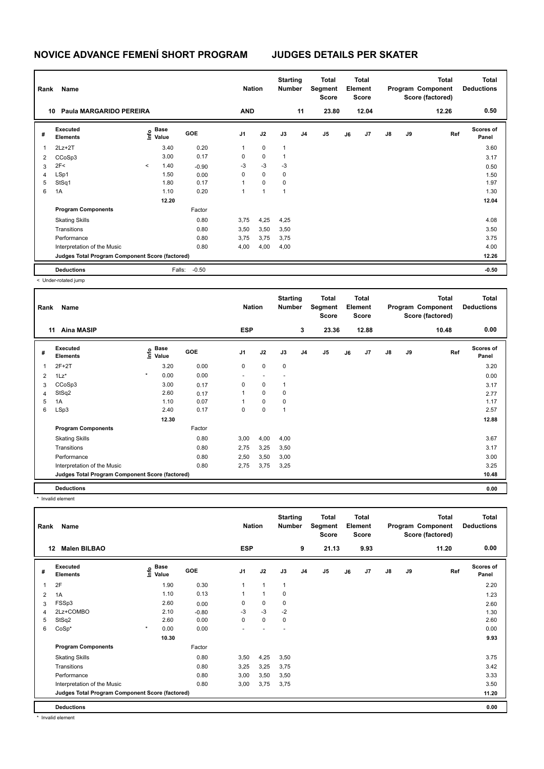# NOVICE ADVANCE FEMENÍ SHORT PROGRAM JUDGES DETAILS PER SKATER

| Rank | Name | Nation | Starting Number | Total Segment Score | Total Element Score | Total Program Component Score (factored) | Total Deductions |
|---|---|---|---|---|---|---|---|
| 10 | Paula MARGARIDO PEREIRA | AND | 11 | 23.80 | 12.04 | 12.26 | 0.50 |

| # | Executed Elements | Info | Base Value | GOE | J1 | J2 | J3 | J4 | J5 | J6 | J7 | J8 | J9 | Ref | Scores of Panel |
|---|---|---|---|---|---|---|---|---|---|---|---|---|---|---|---|
| 1 | 2Lz+2T | | 3.40 | 0.20 | 1 | 0 | 1 | | | | | | | | 3.60 |
| 2 | CCoSp3 | | 3.00 | 0.17 | 0 | 0 | 1 | | | | | | | | 3.17 |
| 3 | 2F< | < | 1.40 | -0.90 | -3 | -3 | -3 | | | | | | | | 0.50 |
| 4 | LSp1 | | 1.50 | 0.00 | 0 | 0 | 0 | | | | | | | | 1.50 |
| 5 | StSq1 | | 1.80 | 0.17 | 1 | 0 | 0 | | | | | | | | 1.97 |
| 6 | 1A | | 1.10 | 0.20 | 1 | 1 | 1 | | | | | | | | 1.30 |
| | | | 12.20 | | | | | | | | | | | | 12.04 |
| | **Program Components** | | | Factor | | | | | | | | | | | |
| | Skating Skills | | | 0.80 | 3,75 | 4,25 | 4,25 | | | | | | | | 4.08 |
| | Transitions | | | 0.80 | 3,50 | 3,50 | 3,50 | | | | | | | | 3.50 |
| | Performance | | | 0.80 | 3,75 | 3,75 | 3,75 | | | | | | | | 3.75 |
| | Interpretation of the Music | | | 0.80 | 4,00 | 4,00 | 4,00 | | | | | | | | 4.00 |
| | **Judges Total Program Component Score (factored)** | | | | | | | | | | | | | | 12.26 |
| | **Deductions** | | Falls: | -0.50 | | | | | | | | | | | -0.50 |

< Under-rotated jump

| Rank | Name | Nation | Starting Number | Total Segment Score | Total Element Score | Total Program Component Score (factored) | Total Deductions |
|---|---|---|---|---|---|---|---|
| 11 | Aina MASIP | ESP | 3 | 23.36 | 12.88 | 10.48 | 0.00 |

| # | Executed Elements | Info | Base Value | GOE | J1 | J2 | J3 | J4 | J5 | J6 | J7 | J8 | J9 | Ref | Scores of Panel |
|---|---|---|---|---|---|---|---|---|---|---|---|---|---|---|---|
| 1 | 2F+2T | | 3.20 | 0.00 | 0 | 0 | 0 | | | | | | | | 3.20 |
| 2 | 1Lz* | * | 0.00 | 0.00 | - | - | - | | | | | | | | 0.00 |
| 3 | CCoSp3 | | 3.00 | 0.17 | 0 | 0 | 1 | | | | | | | | 3.17 |
| 4 | StSq2 | | 2.60 | 0.17 | 1 | 0 | 0 | | | | | | | | 2.77 |
| 5 | 1A | | 1.10 | 0.07 | 1 | 0 | 0 | | | | | | | | 1.17 |
| 6 | LSp3 | | 2.40 | 0.17 | 0 | 0 | 1 | | | | | | | | 2.57 |
| | | | 12.30 | | | | | | | | | | | | 12.88 |
| | **Program Components** | | | Factor | | | | | | | | | | | |
| | Skating Skills | | | 0.80 | 3,00 | 4,00 | 4,00 | | | | | | | | 3.67 |
| | Transitions | | | 0.80 | 2,75 | 3,25 | 3,50 | | | | | | | | 3.17 |
| | Performance | | | 0.80 | 2,50 | 3,50 | 3,00 | | | | | | | | 3.00 |
| | Interpretation of the Music | | | 0.80 | 2,75 | 3,75 | 3,25 | | | | | | | | 3.25 |
| | **Judges Total Program Component Score (factored)** | | | | | | | | | | | | | | 10.48 |
| | **Deductions** | | | | | | | | | | | | | | 0.00 |

* Invalid element

| Rank | Name | Nation | Starting Number | Total Segment Score | Total Element Score | Total Program Component Score (factored) | Total Deductions |
|---|---|---|---|---|---|---|---|
| 12 | Malen BILBAO | ESP | 9 | 21.13 | 9.93 | 11.20 | 0.00 |

| # | Executed Elements | Info | Base Value | GOE | J1 | J2 | J3 | J4 | J5 | J6 | J7 | J8 | J9 | Ref | Scores of Panel |
|---|---|---|---|---|---|---|---|---|---|---|---|---|---|---|---|
| 1 | 2F | | 1.90 | 0.30 | 1 | 1 | 1 | | | | | | | | 2.20 |
| 2 | 1A | | 1.10 | 0.13 | 1 | 1 | 0 | | | | | | | | 1.23 |
| 3 | FSSp3 | | 2.60 | 0.00 | 0 | 0 | 0 | | | | | | | | 2.60 |
| 4 | 2Lz+COMBO | | 2.10 | -0.80 | -3 | -3 | -2 | | | | | | | | 1.30 |
| 5 | StSq2 | | 2.60 | 0.00 | 0 | 0 | 0 | | | | | | | | 2.60 |
| 6 | CoSp* | * | 0.00 | 0.00 | - | - | - | | | | | | | | 0.00 |
| | | | 10.30 | | | | | | | | | | | | 9.93 |
| | **Program Components** | | | Factor | | | | | | | | | | | |
| | Skating Skills | | | 0.80 | 3,50 | 4,25 | 3,50 | | | | | | | | 3.75 |
| | Transitions | | | 0.80 | 3,25 | 3,25 | 3,75 | | | | | | | | 3.42 |
| | Performance | | | 0.80 | 3,00 | 3,50 | 3,50 | | | | | | | | 3.33 |
| | Interpretation of the Music | | | 0.80 | 3,00 | 3,75 | 3,75 | | | | | | | | 3.50 |
| | **Judges Total Program Component Score (factored)** | | | | | | | | | | | | | | 11.20 |
| | **Deductions** | | | | | | | | | | | | | | 0.00 |

* Invalid element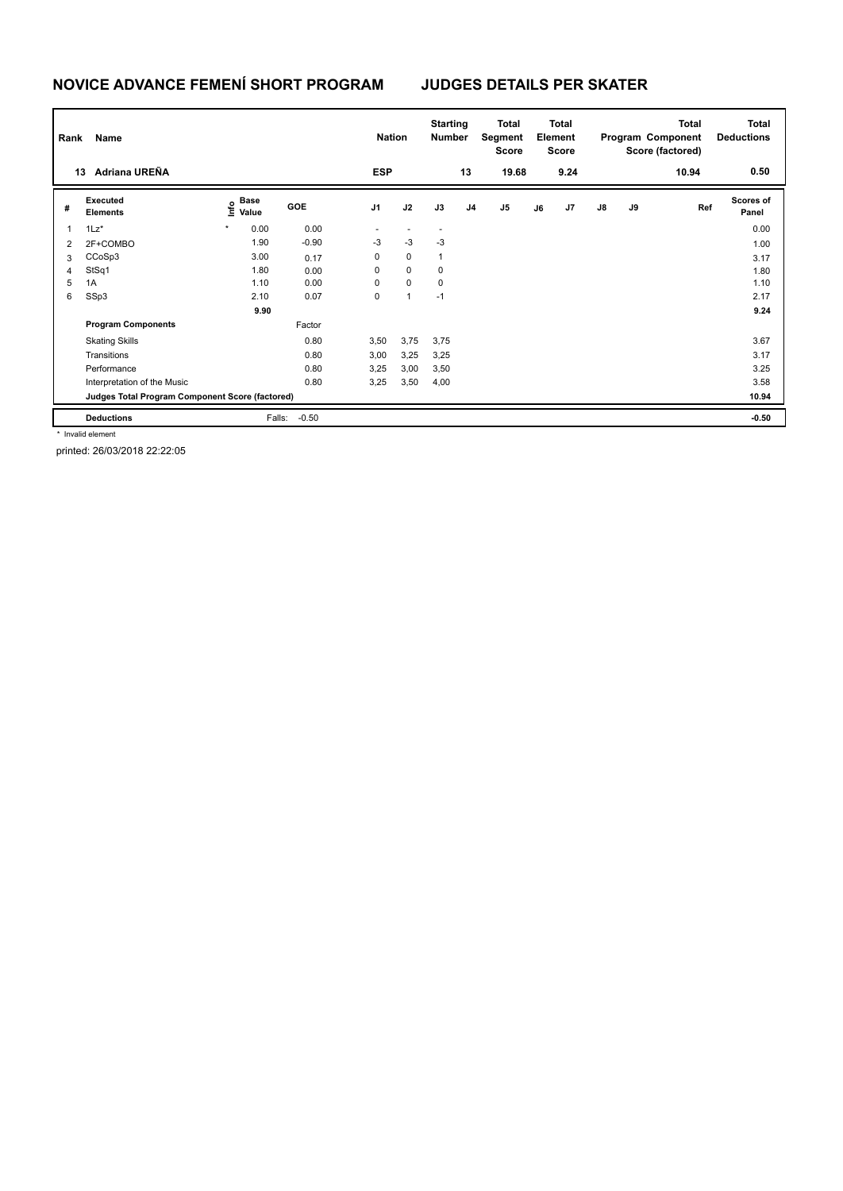# NOVICE ADVANCE FEMENÍ SHORT PROGRAM JUDGES DETAILS PER SKATER

| Rank | Name | Nation | Starting Number | Total Segment Score | Total Element Score | Total Program Component Score (factored) | Total Deductions |
|---|---|---|---|---|---|---|---|
| 13 | Adriana UREÑA | ESP | 13 | 19.68 | 9.24 | 10.94 | 0.50 |

| # | Executed Elements | Info | Base Value | GOE | J1 | J2 | J3 | J4 | J5 | J6 | J7 | J8 | J9 | Ref | Scores of Panel |
|---|---|---|---|---|---|---|---|---|---|---|---|---|---|---|---|
| 1 | 1Lz* | * | 0.00 | 0.00 | - | - | - | | | | | | | | 0.00 |
| 2 | 2F+COMBO | | 1.90 | -0.90 | -3 | -3 | -3 | | | | | | | | 1.00 |
| 3 | CCoSp3 | | 3.00 | 0.17 | 0 | 0 | 1 | | | | | | | | 3.17 |
| 4 | StSq1 | | 1.80 | 0.00 | 0 | 0 | 0 | | | | | | | | 1.80 |
| 5 | 1A | | 1.10 | 0.00 | 0 | 0 | 0 | | | | | | | | 1.10 |
| 6 | SSp3 | | 2.10 | 0.07 | 0 | 1 | -1 | | | | | | | | 2.17 |
| | | | 9.90 | | | | | | | | | | | | 9.24 |
| | **Program Components** | | | Factor | | | | | | | | | | | |
| | Skating Skills | | | 0.80 | 3,50 | 3,75 | 3,75 | | | | | | | | 3.67 |
| | Transitions | | | 0.80 | 3,00 | 3,25 | 3,25 | | | | | | | | 3.17 |
| | Performance | | | 0.80 | 3,25 | 3,00 | 3,50 | | | | | | | | 3.25 |
| | Interpretation of the Music | | | 0.80 | 3,25 | 3,50 | 4,00 | | | | | | | | 3.58 |
| | **Judges Total Program Component Score (factored)** | | | | | | | | | | | | | | 10.94 |
| | **Deductions** | | Falls: | -0.50 | | | | | | | | | | | -0.50 |

\* Invalid element

printed: 26/03/2018 22:22:05